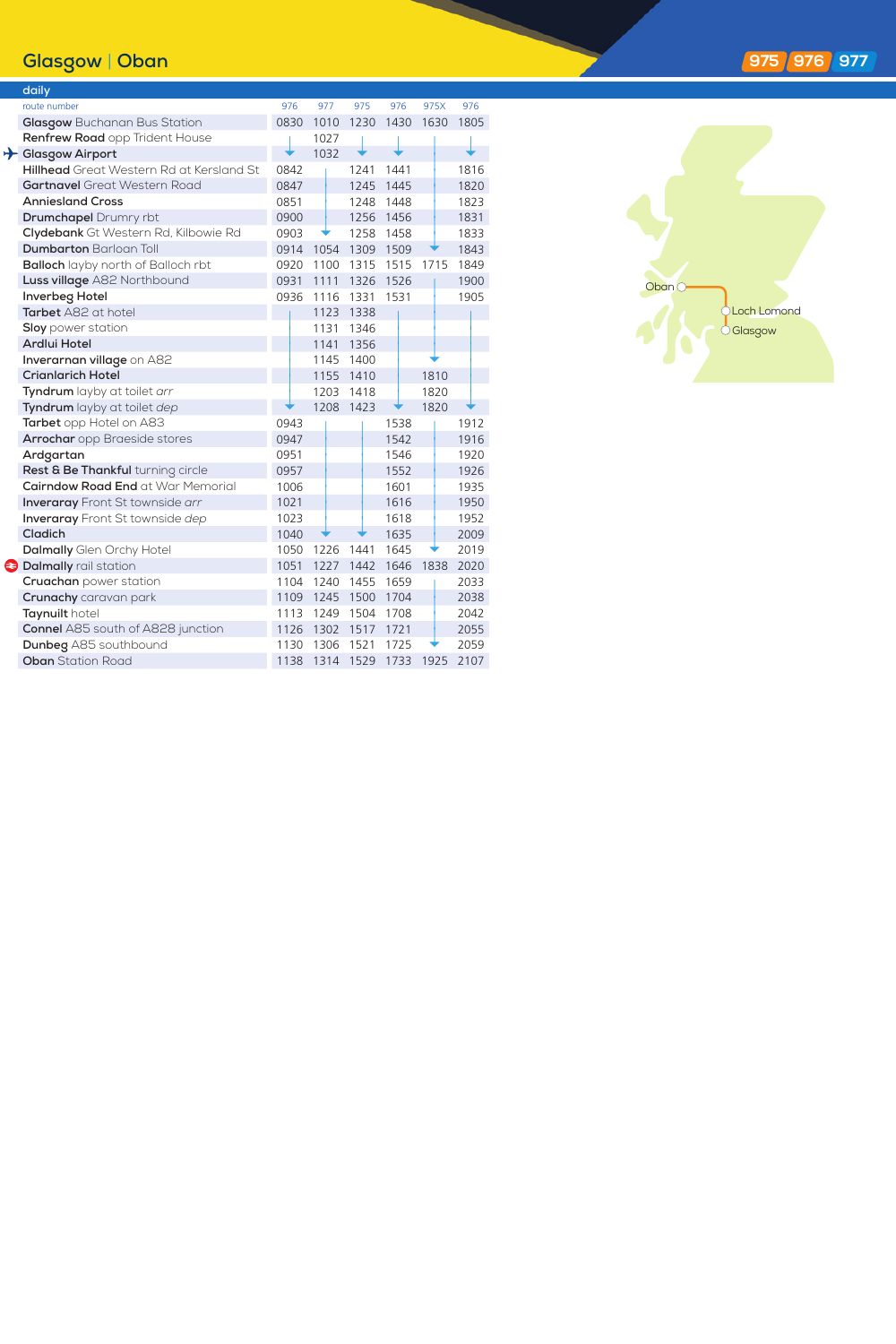# Glasgow | Oban

**975 976 977**

**daily**

| route number | 976 | 977 | 975 | 976 | 975X | 976 |
|---|---|---|---|---|---|---|
| **Glasgow** Buchanan Bus Station | 0830 | 1010 | 1230 | 1430 | 1630 | 1805 |
| **Renfrew Road** opp Trident House | | 1027 | | | | |
| **Glasgow Airport** | ↓ | 1032 | ↓ | ↓ | | ↓ |
| **Hillhead** Great Western Rd at Kersland St | 0842 | | 1241 | 1441 | | 1816 |
| **Gartnavel** Great Western Road | 0847 | | 1245 | 1445 | | 1820 |
| **Anniesland Cross** | 0851 | | 1248 | 1448 | | 1823 |
| **Drumchapel** Drumry rbt | 0900 | | 1256 | 1456 | | 1831 |
| **Clydebank** Gt Western Rd, Kilbowie Rd | 0903 | ↓ | 1258 | 1458 | | 1833 |
| **Dumbarton** Barloan Toll | 0914 | 1054 | 1309 | 1509 | ↓ | 1843 |
| **Balloch** layby north of Balloch rbt | 0920 | 1100 | 1315 | 1515 | 1715 | 1849 |
| **Luss village** A82 Northbound | 0931 | 1111 | 1326 | 1526 | | 1900 |
| **Inverbeg Hotel** | 0936 | 1116 | 1331 | 1531 | | 1905 |
| **Tarbet** A82 at hotel | | 1123 | 1338 | | | |
| **Sloy** power station | | 1131 | 1346 | | | |
| **Ardlui Hotel** | | 1141 | 1356 | | | |
| **Inverarnan village** on A82 | | 1145 | 1400 | | ↓ | |
| **Crianlarich Hotel** | | 1155 | 1410 | | 1810 | |
| **Tyndrum** layby at toilet *arr* | | 1203 | 1418 | | 1820 | |
| **Tyndrum** layby at toilet *dep* | ↓ | 1208 | 1423 | ↓ | 1820 | ↓ |
| **Tarbet** opp Hotel on A83 | 0943 | | | 1538 | | 1912 |
| **Arrochar** opp Braeside stores | 0947 | | | 1542 | | 1916 |
| **Ardgartan** | 0951 | | | 1546 | | 1920 |
| **Rest & Be Thankful** turning circle | 0957 | | | 1552 | | 1926 |
| **Cairndow Road End** at War Memorial | 1006 | | | 1601 | | 1935 |
| **Inveraray** Front St townside *arr* | 1021 | | | 1616 | | 1950 |
| **Inveraray** Front St townside *dep* | 1023 | | | 1618 | | 1952 |
| **Cladich** | 1040 | ↓ | ↓ | 1635 | | 2009 |
| **Dalmally** Glen Orchy Hotel | 1050 | 1226 | 1441 | 1645 | ↓ | 2019 |
| **Dalmally** rail station | 1051 | 1227 | 1442 | 1646 | 1838 | 2020 |
| **Cruachan** power station | 1104 | 1240 | 1455 | 1659 | | 2033 |
| **Crunachy** caravan park | 1109 | 1245 | 1500 | 1704 | | 2038 |
| **Taynuilt** hotel | 1113 | 1249 | 1504 | 1708 | | 2042 |
| **Connel** A85 south of A828 junction | 1126 | 1302 | 1517 | 1721 | | 2055 |
| **Dunbeg** A85 southbound | 1130 | 1306 | 1521 | 1725 | ↓ | 2059 |
| **Oban** Station Road | 1138 | 1314 | 1529 | 1733 | 1925 | 2107 |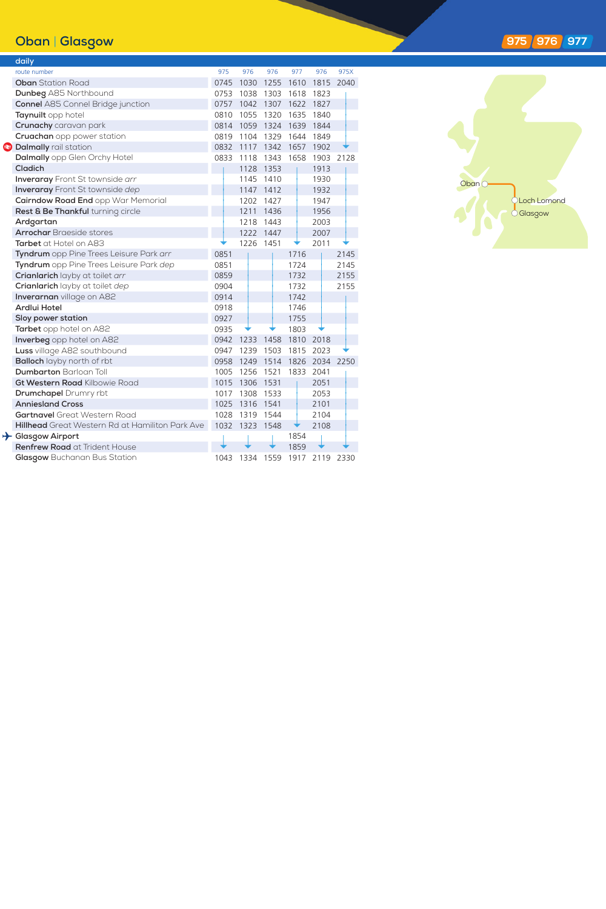# Oban | Glasgow

975 976 977

daily

| route number | 975 | 976 | 976 | 977 | 976 | 975X |
|---|---|---|---|---|---|---|
| **Oban** Station Road | 0745 | 1030 | 1255 | 1610 | 1815 | 2040 |
| **Dunbeg** A85 Northbound | 0753 | 1038 | 1303 | 1618 | 1823 | ↓ |
| **Connel** A85 Connel Bridge junction | 0757 | 1042 | 1307 | 1622 | 1827 | ↓ |
| **Taynuilt** opp hotel | 0810 | 1055 | 1320 | 1635 | 1840 | ↓ |
| **Crunachy** caravan park | 0814 | 1059 | 1324 | 1639 | 1844 | ↓ |
| **Cruachan** opp power station | 0819 | 1104 | 1329 | 1644 | 1849 | ↓ |
| **Dalmally** rail station | 0832 | 1117 | 1342 | 1657 | 1902 | ↓ |
| **Dalmally** opp Glen Orchy Hotel | 0833 | 1118 | 1343 | 1658 | 1903 | 2128 |
| **Cladich** | ↓ | 1128 | 1353 | ↓ | 1913 | ↓ |
| **Inveraray** Front St townside *arr* | ↓ | 1145 | 1410 | ↓ | 1930 | ↓ |
| **Inveraray** Front St townside *dep* | ↓ | 1147 | 1412 | ↓ | 1932 | ↓ |
| **Cairndow Road End** opp War Memorial | ↓ | 1202 | 1427 | ↓ | 1947 | ↓ |
| **Rest & Be Thankful** turning circle | ↓ | 1211 | 1436 | ↓ | 1956 | ↓ |
| **Ardgartan** | ↓ | 1218 | 1443 | ↓ | 2003 | ↓ |
| **Arrochar** Braeside stores | ↓ | 1222 | 1447 | ↓ | 2007 | ↓ |
| **Tarbet** at Hotel on A83 | ↓ | 1226 | 1451 | ↓ | 2011 | ↓ |
| **Tyndrum** opp Pine Trees Leisure Park *arr* | 0851 | ↓ | ↓ | 1716 | ↓ | 2145 |
| **Tyndrum** opp Pine Trees Leisure Park *dep* | 0851 | ↓ | ↓ | 1724 | ↓ | 2145 |
| **Crianlarich** layby at toilet *arr* | 0859 | ↓ | ↓ | 1732 | ↓ | 2155 |
| **Crianlarich** layby at toilet *dep* | 0904 | ↓ | ↓ | 1732 | ↓ | 2155 |
| **Inverarnan** village on A82 | 0914 | ↓ | ↓ | 1742 | ↓ | ↓ |
| **Ardlui Hotel** | 0918 | ↓ | ↓ | 1746 | ↓ | ↓ |
| **Sloy power station** | 0927 | ↓ | ↓ | 1755 | ↓ | ↓ |
| **Tarbet** opp hotel on A82 | 0935 | ↓ | ↓ | 1803 | ↓ | ↓ |
| **Inverbeg** opp hotel on A82 | 0942 | 1233 | 1458 | 1810 | 2018 | ↓ |
| **Luss** village A82 southbound | 0947 | 1239 | 1503 | 1815 | 2023 | ↓ |
| **Balloch** layby north of rbt | 0958 | 1249 | 1514 | 1826 | 2034 | 2250 |
| **Dumbarton** Barloan Toll | 1005 | 1256 | 1521 | 1833 | 2041 | ↓ |
| **Gt Western Road** Kilbowie Road | 1015 | 1306 | 1531 | ↓ | 2051 | ↓ |
| **Drumchapel** Drumry rbt | 1017 | 1308 | 1533 | ↓ | 2053 | ↓ |
| **Anniesland Cross** | 1025 | 1316 | 1541 | ↓ | 2101 | ↓ |
| **Gartnavel** Great Western Road | 1028 | 1319 | 1544 | ↓ | 2104 | ↓ |
| **Hillhead** Great Western Rd at Hamilton Park Ave | 1032 | 1323 | 1548 | ↓ | 2108 | ↓ |
| Glasgow Airport | ↓ | ↓ | ↓ | 1854 | ↓ | ↓ |
| **Renfrew Road** at Trident House | ↓ | ↓ | ↓ | 1859 | ↓ | ↓ |
| **Glasgow** Buchanan Bus Station | 1043 | 1334 | 1559 | 1917 | 2119 | 2330 |

Oban
Loch Lomond
Glasgow